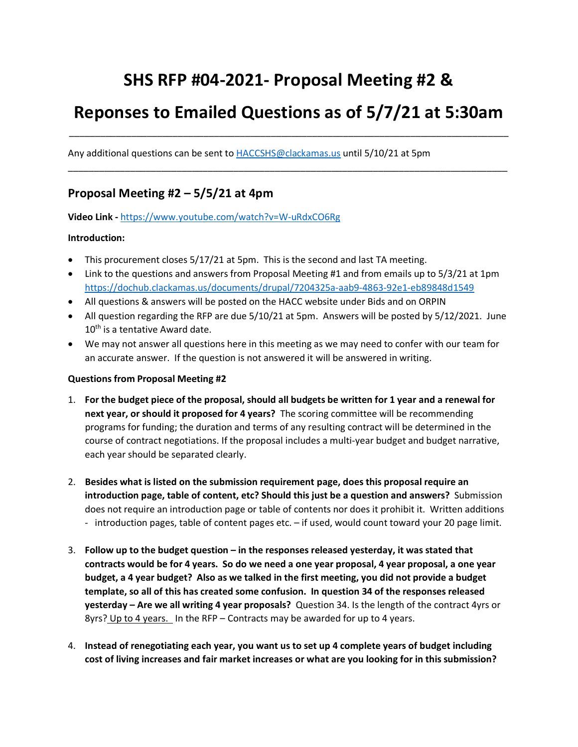# SHS RFP #04-2021- Proposal Meeting #2 &

# Reponses to Emailed Questions as of 5/7/21 at 5:30am

---

Any additional questions can be sent to HACCSHS@clackamas.us until 5/10/21 at 5pm

---

## Proposal Meeting #2 – 5/5/21 at 4pm

**Video Link -** https://www.youtube.com/watch?v=W-uRdxCO6Rg

**Introduction:**

- This procurement closes 5/17/21 at 5pm. This is the second and last TA meeting.
- Link to the questions and answers from Proposal Meeting #1 and from emails up to 5/3/21 at 1pm https://dochub.clackamas.us/documents/drupal/7204325a-aab9-4863-92e1-eb89848d1549
- All questions & answers will be posted on the HACC website under Bids and on ORPIN
- All question regarding the RFP are due 5/10/21 at 5pm. Answers will be posted by 5/12/2021. June 10th is a tentative Award date.
- We may not answer all questions here in this meeting as we may need to confer with our team for an accurate answer. If the question is not answered it will be answered in writing.

**Questions from Proposal Meeting #2**

1. **For the budget piece of the proposal, should all budgets be written for 1 year and a renewal for next year, or should it proposed for 4 years?** The scoring committee will be recommending programs for funding; the duration and terms of any resulting contract will be determined in the course of contract negotiations. If the proposal includes a multi-year budget and budget narrative, each year should be separated clearly.

2. **Besides what is listed on the submission requirement page, does this proposal require an introduction page, table of content, etc? Should this just be a question and answers?** Submission does not require an introduction page or table of contents nor does it prohibit it. Written additions - introduction pages, table of content pages etc. – if used, would count toward your 20 page limit.

3. **Follow up to the budget question – in the responses released yesterday, it was stated that contracts would be for 4 years. So do we need a one year proposal, 4 year proposal, a one year budget, a 4 year budget? Also as we talked in the first meeting, you did not provide a budget template, so all of this has created some confusion. In question 34 of the responses released yesterday – Are we all writing 4 year proposals?** Question 34. Is the length of the contract 4yrs or 8yrs? Up to 4 years. In the RFP – Contracts may be awarded for up to 4 years.

4. **Instead of renegotiating each year, you want us to set up 4 complete years of budget including cost of living increases and fair market increases or what are you looking for in this submission?**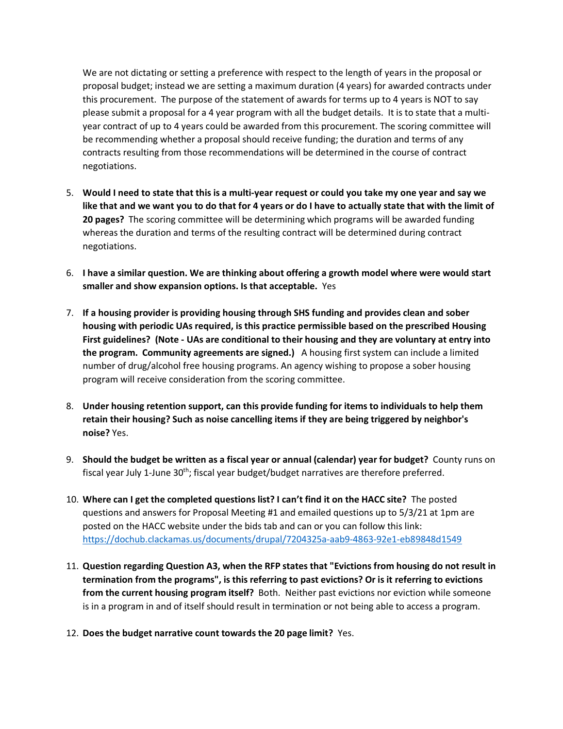We are not dictating or setting a preference with respect to the length of years in the proposal or proposal budget; instead we are setting a maximum duration (4 years) for awarded contracts under this procurement. The purpose of the statement of awards for terms up to 4 years is NOT to say please submit a proposal for a 4 year program with all the budget details. It is to state that a multi-year contract of up to 4 years could be awarded from this procurement. The scoring committee will be recommending whether a proposal should receive funding; the duration and terms of any contracts resulting from those recommendations will be determined in the course of contract negotiations.

5. **Would I need to state that this is a multi-year request or could you take my one year and say we like that and we want you to do that for 4 years or do I have to actually state that with the limit of 20 pages?** The scoring committee will be determining which programs will be awarded funding whereas the duration and terms of the resulting contract will be determined during contract negotiations.

6. **I have a similar question. We are thinking about offering a growth model where were would start smaller and show expansion options. Is that acceptable.** Yes

7. **If a housing provider is providing housing through SHS funding and provides clean and sober housing with periodic UAs required, is this practice permissible based on the prescribed Housing First guidelines? (Note - UAs are conditional to their housing and they are voluntary at entry into the program. Community agreements are signed.)** A housing first system can include a limited number of drug/alcohol free housing programs. An agency wishing to propose a sober housing program will receive consideration from the scoring committee.

8. **Under housing retention support, can this provide funding for items to individuals to help them retain their housing? Such as noise cancelling items if they are being triggered by neighbor's noise?** Yes.

9. **Should the budget be written as a fiscal year or annual (calendar) year for budget?** County runs on fiscal year July 1-June 30th; fiscal year budget/budget narratives are therefore preferred.

10. **Where can I get the completed questions list? I can't find it on the HACC site?** The posted questions and answers for Proposal Meeting #1 and emailed questions up to 5/3/21 at 1pm are posted on the HACC website under the bids tab and can or you can follow this link: https://dochub.clackamas.us/documents/drupal/7204325a-aab9-4863-92e1-eb89848d1549

11. **Question regarding Question A3, when the RFP states that "Evictions from housing do not result in termination from the programs", is this referring to past evictions? Or is it referring to evictions from the current housing program itself?** Both. Neither past evictions nor eviction while someone is in a program in and of itself should result in termination or not being able to access a program.

12. **Does the budget narrative count towards the 20 page limit?** Yes.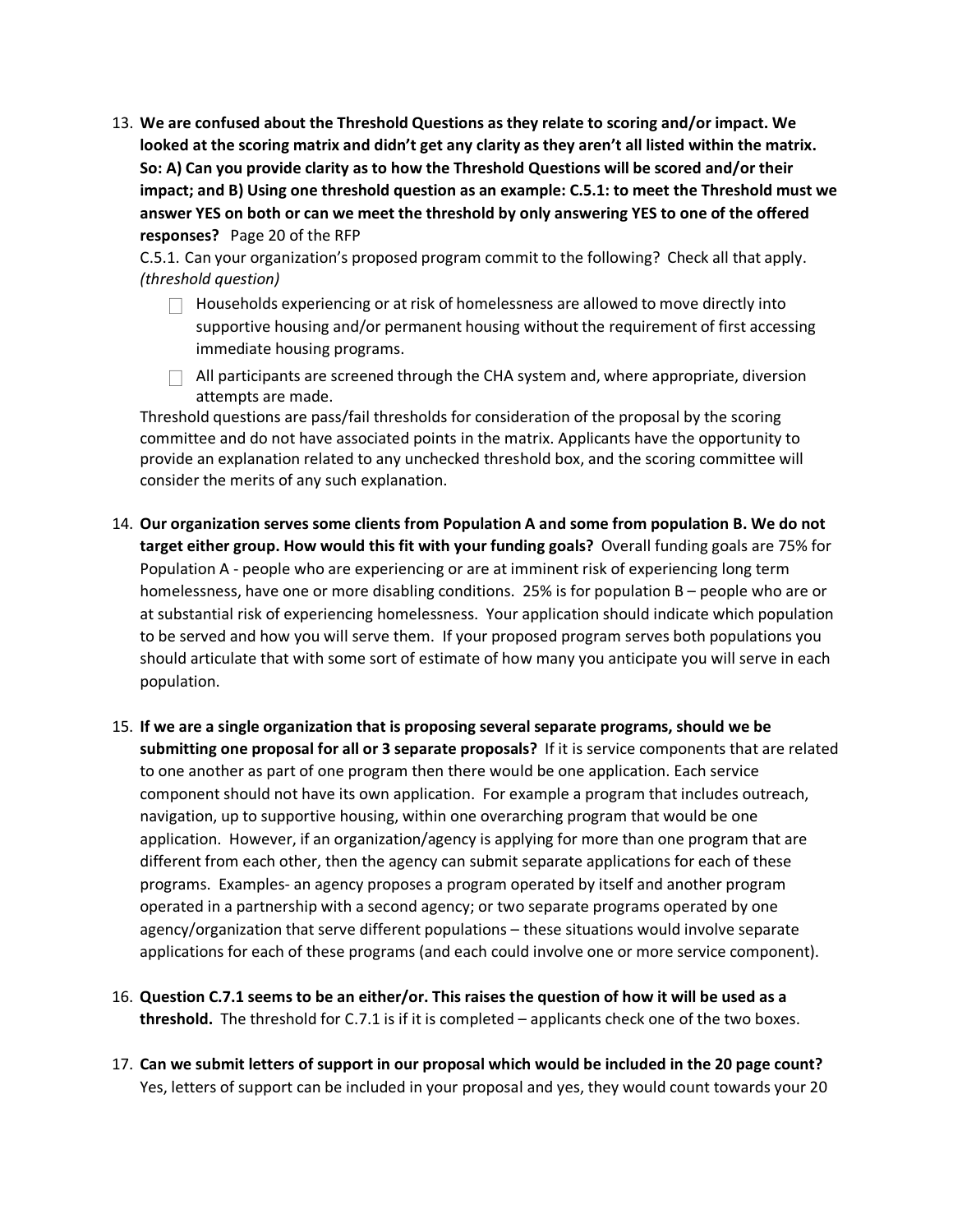13. **We are confused about the Threshold Questions as they relate to scoring and/or impact. We looked at the scoring matrix and didn't get any clarity as they aren't all listed within the matrix. So: A) Can you provide clarity as to how the Threshold Questions will be scored and/or their impact; and B) Using one threshold question as an example: C.5.1: to meet the Threshold must we answer YES on both or can we meet the threshold by only answering YES to one of the offered responses?** Page 20 of the RFP

    C.5.1. Can your organization's proposed program commit to the following? Check all that apply. *(threshold question)*

    - ☐ Households experiencing or at risk of homelessness are allowed to move directly into supportive housing and/or permanent housing without the requirement of first accessing immediate housing programs.
    - ☐ All participants are screened through the CHA system and, where appropriate, diversion attempts are made.

    Threshold questions are pass/fail thresholds for consideration of the proposal by the scoring committee and do not have associated points in the matrix. Applicants have the opportunity to provide an explanation related to any unchecked threshold box, and the scoring committee will consider the merits of any such explanation.

14. **Our organization serves some clients from Population A and some from population B. We do not target either group. How would this fit with your funding goals?** Overall funding goals are 75% for Population A - people who are experiencing or are at imminent risk of experiencing long term homelessness, have one or more disabling conditions. 25% is for population B – people who are or at substantial risk of experiencing homelessness. Your application should indicate which population to be served and how you will serve them. If your proposed program serves both populations you should articulate that with some sort of estimate of how many you anticipate you will serve in each population.

15. **If we are a single organization that is proposing several separate programs, should we be submitting one proposal for all or 3 separate proposals?** If it is service components that are related to one another as part of one program then there would be one application. Each service component should not have its own application. For example a program that includes outreach, navigation, up to supportive housing, within one overarching program that would be one application. However, if an organization/agency is applying for more than one program that are different from each other, then the agency can submit separate applications for each of these programs. Examples- an agency proposes a program operated by itself and another program operated in a partnership with a second agency; or two separate programs operated by one agency/organization that serve different populations – these situations would involve separate applications for each of these programs (and each could involve one or more service component).

16. **Question C.7.1 seems to be an either/or. This raises the question of how it will be used as a threshold.** The threshold for C.7.1 is if it is completed – applicants check one of the two boxes.

17. **Can we submit letters of support in our proposal which would be included in the 20 page count?** Yes, letters of support can be included in your proposal and yes, they would count towards your 20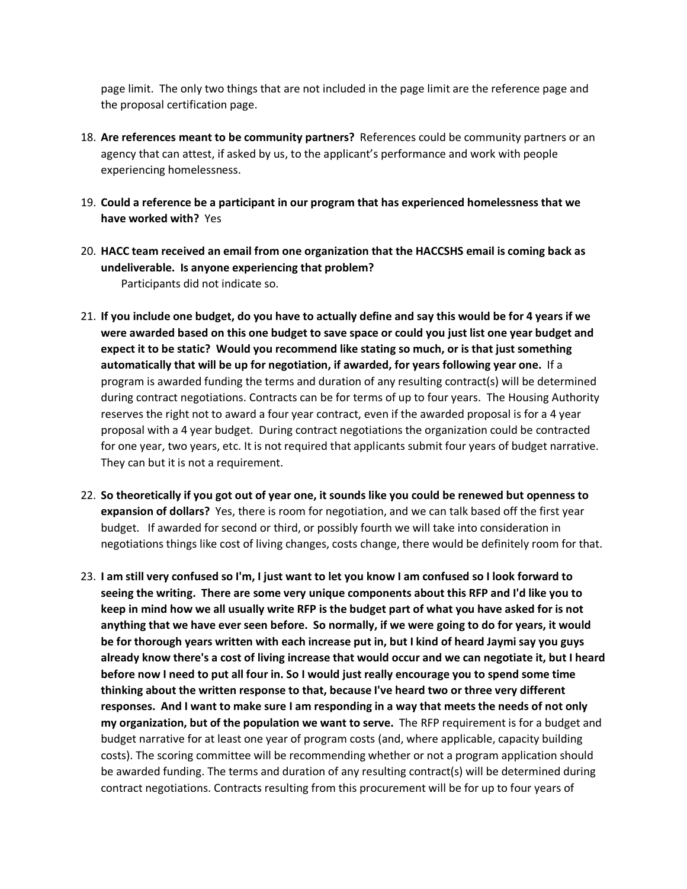page limit. The only two things that are not included in the page limit are the reference page and the proposal certification page.

18. **Are references meant to be community partners?** References could be community partners or an agency that can attest, if asked by us, to the applicant's performance and work with people experiencing homelessness.

19. **Could a reference be a participant in our program that has experienced homelessness that we have worked with?** Yes

20. **HACC team received an email from one organization that the HACCSHS email is coming back as undeliverable. Is anyone experiencing that problem?**
    Participants did not indicate so.

21. **If you include one budget, do you have to actually define and say this would be for 4 years if we were awarded based on this one budget to save space or could you just list one year budget and expect it to be static? Would you recommend like stating so much, or is that just something automatically that will be up for negotiation, if awarded, for years following year one.** If a program is awarded funding the terms and duration of any resulting contract(s) will be determined during contract negotiations. Contracts can be for terms of up to four years. The Housing Authority reserves the right not to award a four year contract, even if the awarded proposal is for a 4 year proposal with a 4 year budget. During contract negotiations the organization could be contracted for one year, two years, etc. It is not required that applicants submit four years of budget narrative. They can but it is not a requirement.

22. **So theoretically if you got out of year one, it sounds like you could be renewed but openness to expansion of dollars?** Yes, there is room for negotiation, and we can talk based off the first year budget. If awarded for second or third, or possibly fourth we will take into consideration in negotiations things like cost of living changes, costs change, there would be definitely room for that.

23. **I am still very confused so I'm, I just want to let you know I am confused so I look forward to seeing the writing. There are some very unique components about this RFP and I'd like you to keep in mind how we all usually write RFP is the budget part of what you have asked for is not anything that we have ever seen before. So normally, if we were going to do for years, it would be for thorough years written with each increase put in, but I kind of heard Jaymi say you guys already know there's a cost of living increase that would occur and we can negotiate it, but I heard before now I need to put all four in. So I would just really encourage you to spend some time thinking about the written response to that, because I've heard two or three very different responses. And I want to make sure I am responding in a way that meets the needs of not only my organization, but of the population we want to serve.** The RFP requirement is for a budget and budget narrative for at least one year of program costs (and, where applicable, capacity building costs). The scoring committee will be recommending whether or not a program application should be awarded funding. The terms and duration of any resulting contract(s) will be determined during contract negotiations. Contracts resulting from this procurement will be for up to four years of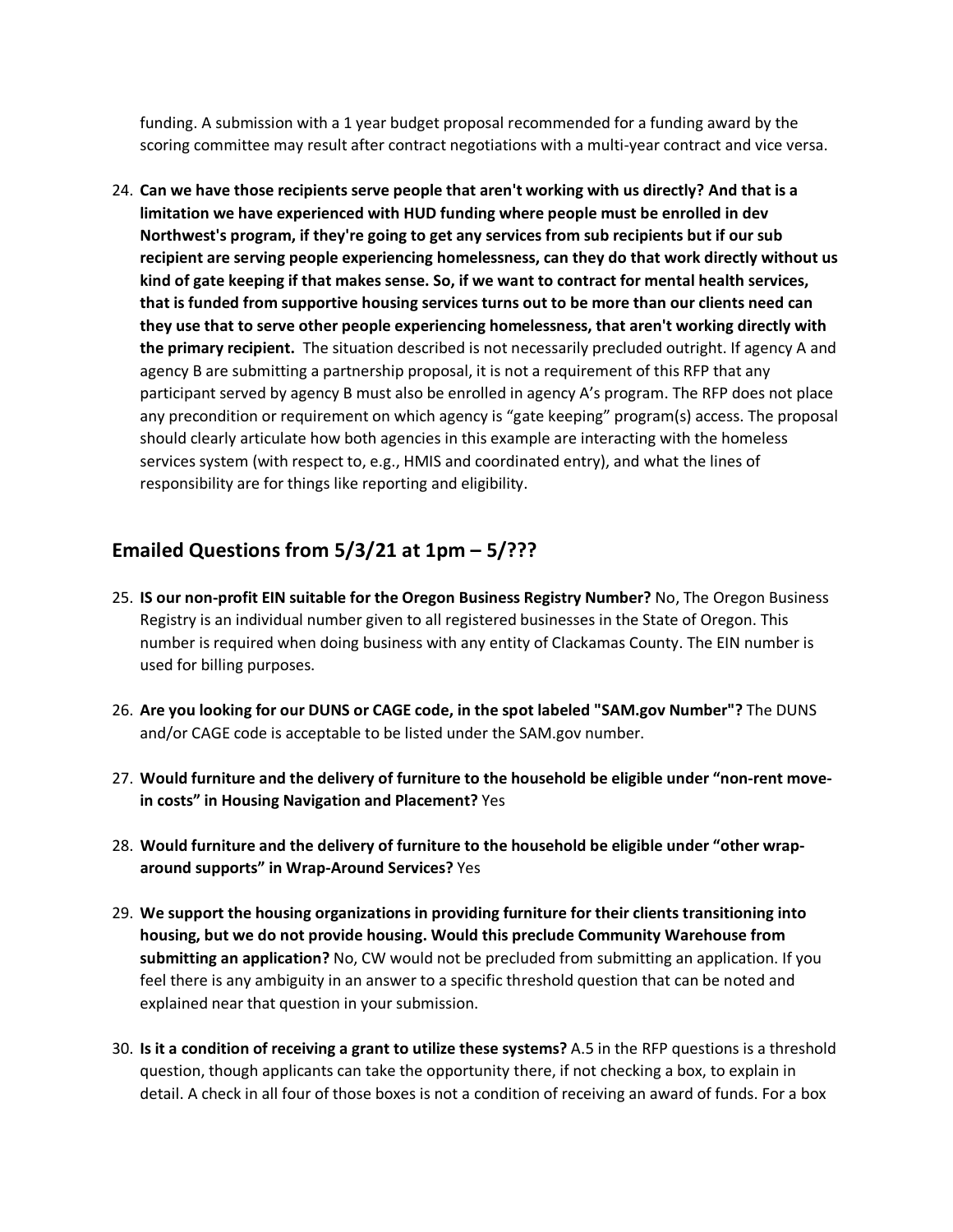funding. A submission with a 1 year budget proposal recommended for a funding award by the scoring committee may result after contract negotiations with a multi-year contract and vice versa.

24. **Can we have those recipients serve people that aren't working with us directly? And that is a limitation we have experienced with HUD funding where people must be enrolled in dev Northwest's program, if they're going to get any services from sub recipients but if our sub recipient are serving people experiencing homelessness, can they do that work directly without us kind of gate keeping if that makes sense. So, if we want to contract for mental health services, that is funded from supportive housing services turns out to be more than our clients need can they use that to serve other people experiencing homelessness, that aren't working directly with the primary recipient.** The situation described is not necessarily precluded outright. If agency A and agency B are submitting a partnership proposal, it is not a requirement of this RFP that any participant served by agency B must also be enrolled in agency A's program. The RFP does not place any precondition or requirement on which agency is "gate keeping" program(s) access. The proposal should clearly articulate how both agencies in this example are interacting with the homeless services system (with respect to, e.g., HMIS and coordinated entry), and what the lines of responsibility are for things like reporting and eligibility.

## Emailed Questions from 5/3/21 at 1pm – 5/???

25. **IS our non-profit EIN suitable for the Oregon Business Registry Number?** No, The Oregon Business Registry is an individual number given to all registered businesses in the State of Oregon. This number is required when doing business with any entity of Clackamas County. The EIN number is used for billing purposes.

26. **Are you looking for our DUNS or CAGE code, in the spot labeled "SAM.gov Number"?** The DUNS and/or CAGE code is acceptable to be listed under the SAM.gov number.

27. **Would furniture and the delivery of furniture to the household be eligible under "non-rent move-in costs" in Housing Navigation and Placement?** Yes

28. **Would furniture and the delivery of furniture to the household be eligible under "other wrap-around supports" in Wrap-Around Services?** Yes

29. **We support the housing organizations in providing furniture for their clients transitioning into housing, but we do not provide housing. Would this preclude Community Warehouse from submitting an application?** No, CW would not be precluded from submitting an application. If you feel there is any ambiguity in an answer to a specific threshold question that can be noted and explained near that question in your submission.

30. **Is it a condition of receiving a grant to utilize these systems?** A.5 in the RFP questions is a threshold question, though applicants can take the opportunity there, if not checking a box, to explain in detail. A check in all four of those boxes is not a condition of receiving an award of funds. For a box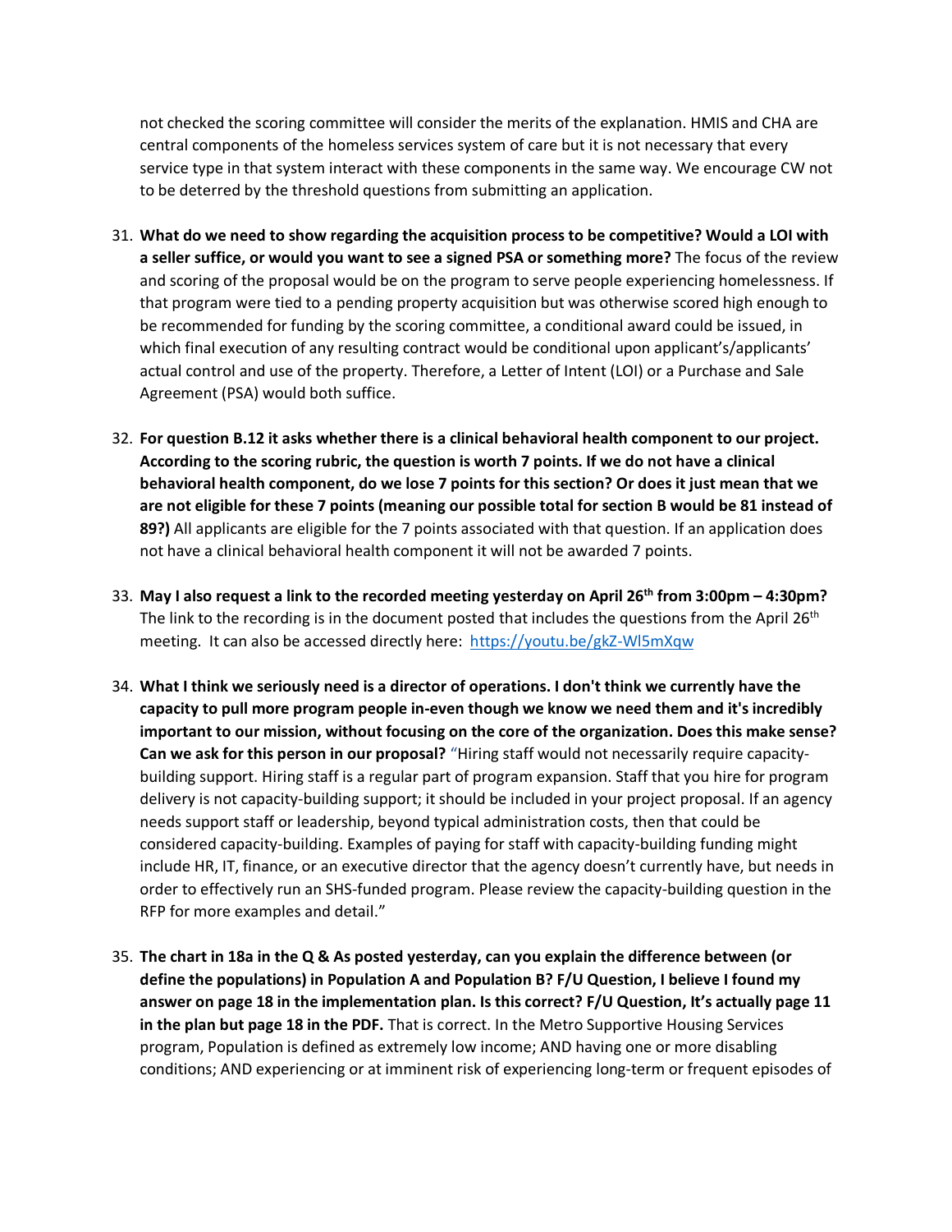not checked the scoring committee will consider the merits of the explanation. HMIS and CHA are central components of the homeless services system of care but it is not necessary that every service type in that system interact with these components in the same way. We encourage CW not to be deterred by the threshold questions from submitting an application.

31. **What do we need to show regarding the acquisition process to be competitive? Would a LOI with a seller suffice, or would you want to see a signed PSA or something more?** The focus of the review and scoring of the proposal would be on the program to serve people experiencing homelessness. If that program were tied to a pending property acquisition but was otherwise scored high enough to be recommended for funding by the scoring committee, a conditional award could be issued, in which final execution of any resulting contract would be conditional upon applicant's/applicants' actual control and use of the property. Therefore, a Letter of Intent (LOI) or a Purchase and Sale Agreement (PSA) would both suffice.

32. **For question B.12 it asks whether there is a clinical behavioral health component to our project. According to the scoring rubric, the question is worth 7 points. If we do not have a clinical behavioral health component, do we lose 7 points for this section? Or does it just mean that we are not eligible for these 7 points (meaning our possible total for section B would be 81 instead of 89?)** All applicants are eligible for the 7 points associated with that question. If an application does not have a clinical behavioral health component it will not be awarded 7 points.

33. **May I also request a link to the recorded meeting yesterday on April 26th from 3:00pm – 4:30pm?** The link to the recording is in the document posted that includes the questions from the April 26th meeting. It can also be accessed directly here: [https://youtu.be/gkZ-Wl5mXqw](https://youtu.be/gkZ-Wl5mXqw)

34. **What I think we seriously need is a director of operations. I don't think we currently have the capacity to pull more program people in-even though we know we need them and it's incredibly important to our mission, without focusing on the core of the organization. Does this make sense? Can we ask for this person in our proposal?** "Hiring staff would not necessarily require capacity-building support. Hiring staff is a regular part of program expansion. Staff that you hire for program delivery is not capacity-building support; it should be included in your project proposal. If an agency needs support staff or leadership, beyond typical administration costs, then that could be considered capacity-building. Examples of paying for staff with capacity-building funding might include HR, IT, finance, or an executive director that the agency doesn't currently have, but needs in order to effectively run an SHS-funded program. Please review the capacity-building question in the RFP for more examples and detail."

35. **The chart in 18a in the Q & As posted yesterday, can you explain the difference between (or define the populations) in Population A and Population B? F/U Question, I believe I found my answer on page 18 in the implementation plan. Is this correct? F/U Question, It's actually page 11 in the plan but page 18 in the PDF.** That is correct. In the Metro Supportive Housing Services program, Population is defined as extremely low income; AND having one or more disabling conditions; AND experiencing or at imminent risk of experiencing long-term or frequent episodes of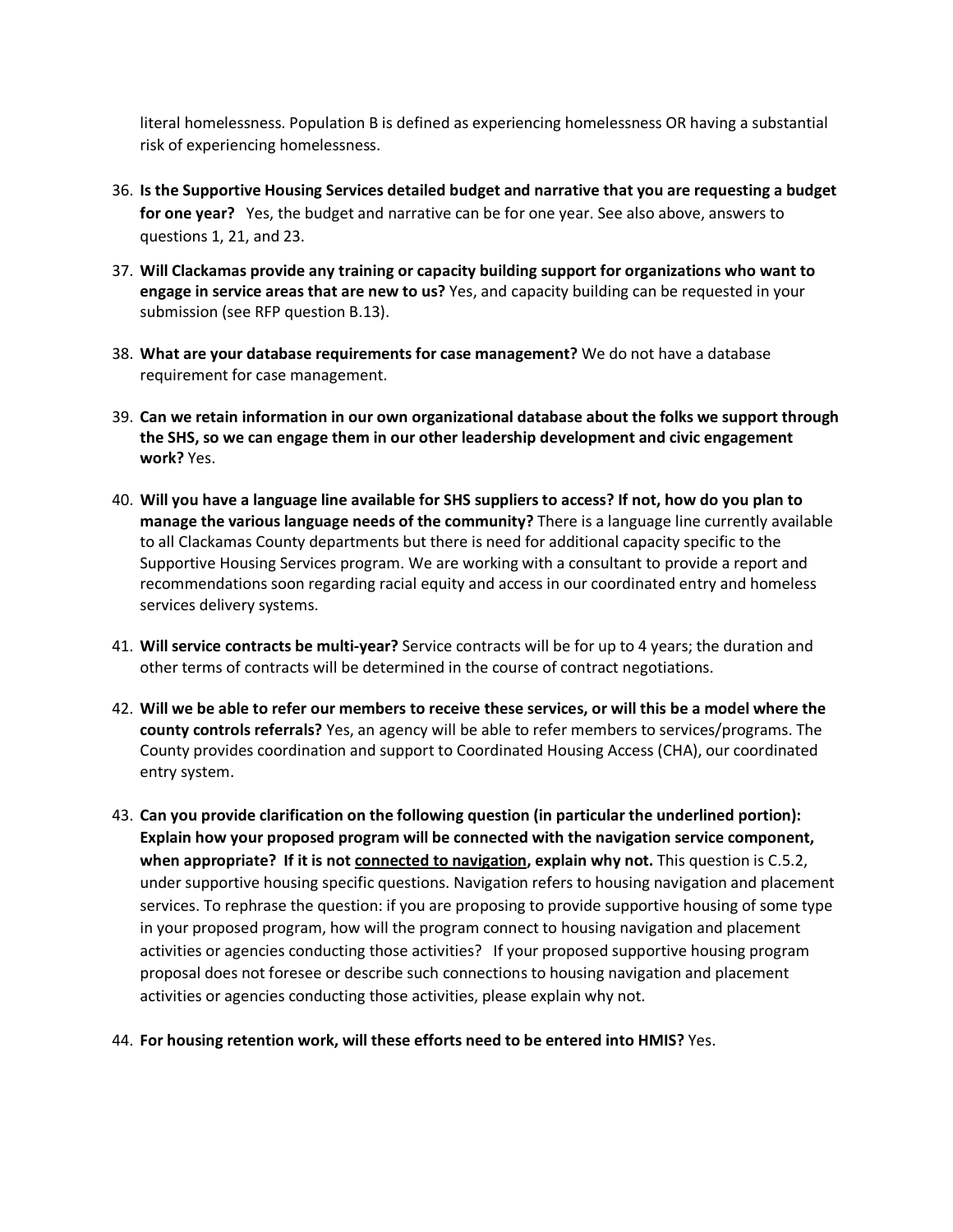literal homelessness. Population B is defined as experiencing homelessness OR having a substantial risk of experiencing homelessness.

36. **Is the Supportive Housing Services detailed budget and narrative that you are requesting a budget for one year?** Yes, the budget and narrative can be for one year. See also above, answers to questions 1, 21, and 23.

37. **Will Clackamas provide any training or capacity building support for organizations who want to engage in service areas that are new to us?** Yes, and capacity building can be requested in your submission (see RFP question B.13).

38. **What are your database requirements for case management?** We do not have a database requirement for case management.

39. **Can we retain information in our own organizational database about the folks we support through the SHS, so we can engage them in our other leadership development and civic engagement work?** Yes.

40. **Will you have a language line available for SHS suppliers to access? If not, how do you plan to manage the various language needs of the community?** There is a language line currently available to all Clackamas County departments but there is need for additional capacity specific to the Supportive Housing Services program. We are working with a consultant to provide a report and recommendations soon regarding racial equity and access in our coordinated entry and homeless services delivery systems.

41. **Will service contracts be multi-year?** Service contracts will be for up to 4 years; the duration and other terms of contracts will be determined in the course of contract negotiations.

42. **Will we be able to refer our members to receive these services, or will this be a model where the county controls referrals?** Yes, an agency will be able to refer members to services/programs. The County provides coordination and support to Coordinated Housing Access (CHA), our coordinated entry system.

43. **Can you provide clarification on the following question (in particular the underlined portion): Explain how your proposed program will be connected with the navigation service component, when appropriate? If it is not <u>connected to navigation</u>, explain why not.** This question is C.5.2, under supportive housing specific questions. Navigation refers to housing navigation and placement services. To rephrase the question: if you are proposing to provide supportive housing of some type in your proposed program, how will the program connect to housing navigation and placement activities or agencies conducting those activities? If your proposed supportive housing program proposal does not foresee or describe such connections to housing navigation and placement activities or agencies conducting those activities, please explain why not.

44. **For housing retention work, will these efforts need to be entered into HMIS?** Yes.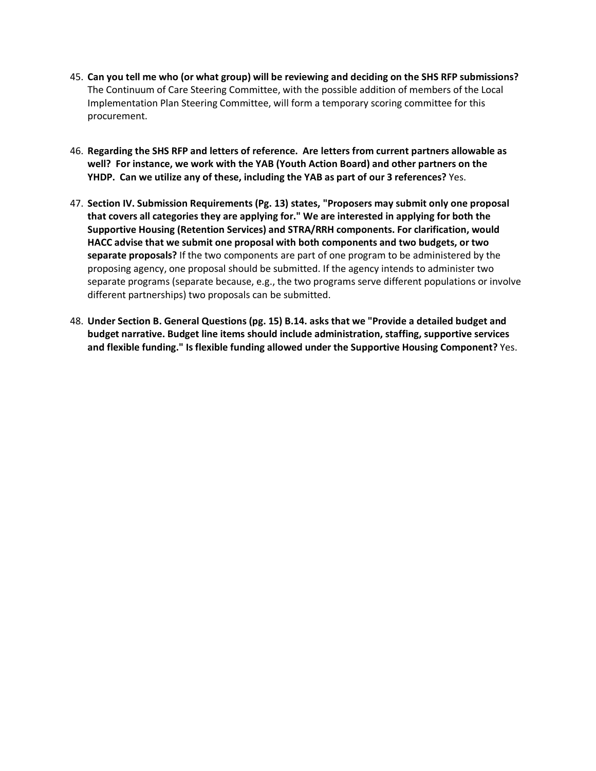45. **Can you tell me who (or what group) will be reviewing and deciding on the SHS RFP submissions?** The Continuum of Care Steering Committee, with the possible addition of members of the Local Implementation Plan Steering Committee, will form a temporary scoring committee for this procurement.

46. **Regarding the SHS RFP and letters of reference. Are letters from current partners allowable as well? For instance, we work with the YAB (Youth Action Board) and other partners on the YHDP. Can we utilize any of these, including the YAB as part of our 3 references?** Yes.

47. **Section IV. Submission Requirements (Pg. 13) states, "Proposers may submit only one proposal that covers all categories they are applying for." We are interested in applying for both the Supportive Housing (Retention Services) and STRA/RRH components. For clarification, would HACC advise that we submit one proposal with both components and two budgets, or two separate proposals?** If the two components are part of one program to be administered by the proposing agency, one proposal should be submitted. If the agency intends to administer two separate programs (separate because, e.g., the two programs serve different populations or involve different partnerships) two proposals can be submitted.

48. **Under Section B. General Questions (pg. 15) B.14. asks that we "Provide a detailed budget and budget narrative. Budget line items should include administration, staffing, supportive services and flexible funding." Is flexible funding allowed under the Supportive Housing Component?** Yes.